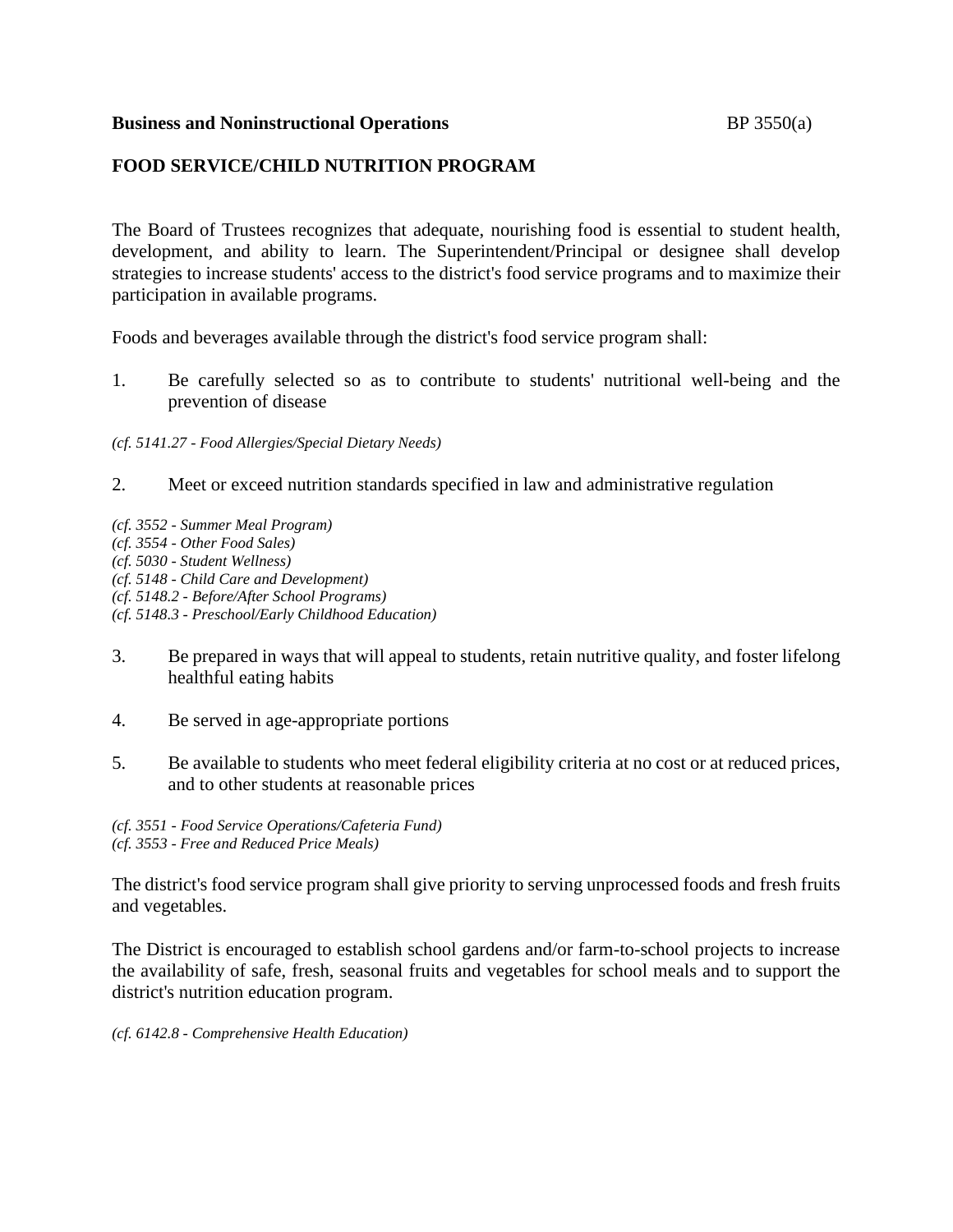**Business and Noninstructional Operations** BP 3550(a)

## FOOD SERVICE/CHILD NUTRITION PROGRAM

The Board of Trustees recognizes that adequate, nourishing food is essential to student health, development, and ability to learn. The Superintendent/Principal or designee shall develop strategies to increase students' access to the district's food service programs and to maximize their participation in available programs.

Foods and beverages available through the district's food service program shall:

1. Be carefully selected so as to contribute to students' nutritional well-being and the prevention of disease

*(cf. 5141.27 - Food Allergies/Special Dietary Needs)*

2. Meet or exceed nutrition standards specified in law and administrative regulation

*(cf. 3552 - Summer Meal Program)*
*(cf. 3554 - Other Food Sales)*
*(cf. 5030 - Student Wellness)*
*(cf. 5148 - Child Care and Development)*
*(cf. 5148.2 - Before/After School Programs)*
*(cf. 5148.3 - Preschool/Early Childhood Education)*

3. Be prepared in ways that will appeal to students, retain nutritive quality, and foster lifelong healthful eating habits

4. Be served in age-appropriate portions

5. Be available to students who meet federal eligibility criteria at no cost or at reduced prices, and to other students at reasonable prices

*(cf. 3551 - Food Service Operations/Cafeteria Fund)*
*(cf. 3553 - Free and Reduced Price Meals)*

The district's food service program shall give priority to serving unprocessed foods and fresh fruits and vegetables.

The District is encouraged to establish school gardens and/or farm-to-school projects to increase the availability of safe, fresh, seasonal fruits and vegetables for school meals and to support the district's nutrition education program.

*(cf. 6142.8 - Comprehensive Health Education)*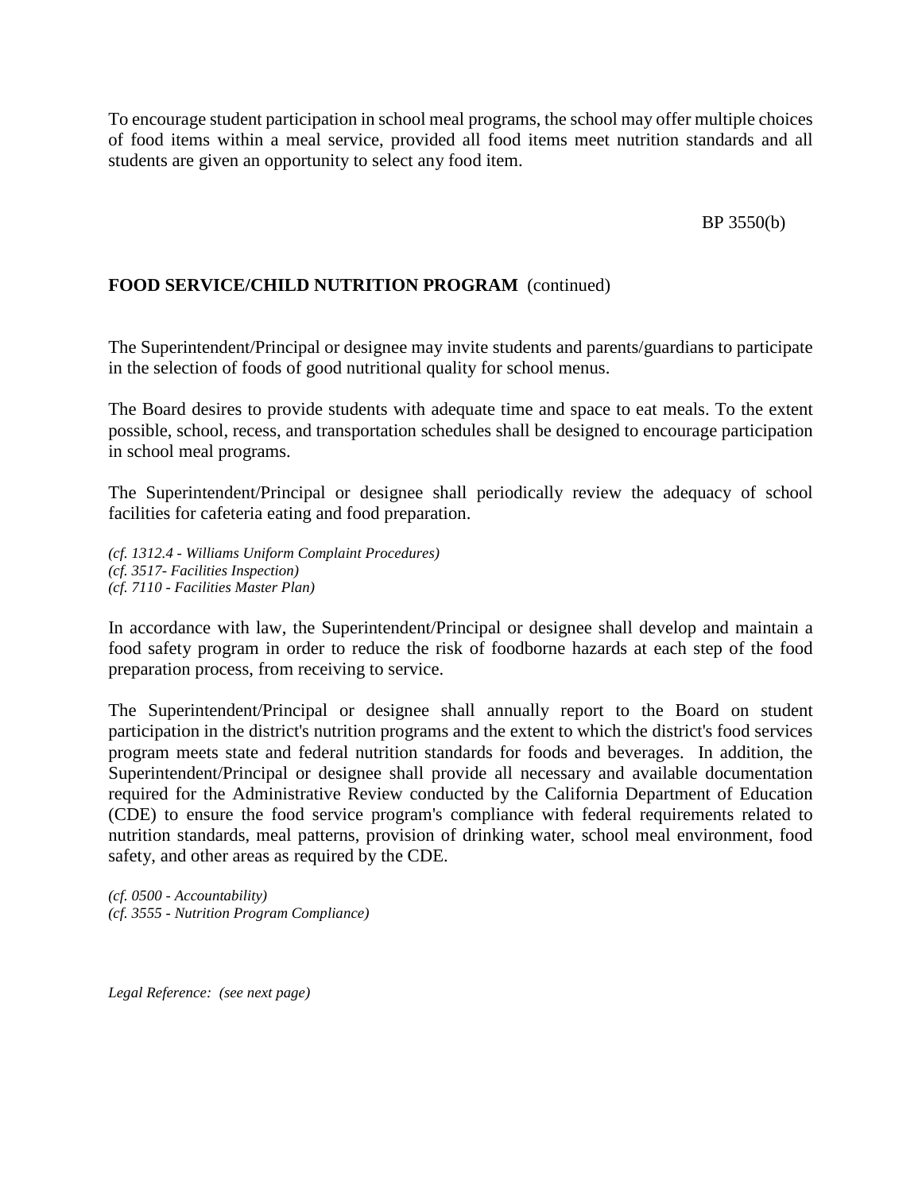To encourage student participation in school meal programs, the school may offer multiple choices of food items within a meal service, provided all food items meet nutrition standards and all students are given an opportunity to select any food item.

**FOOD SERVICE/CHILD NUTRITION PROGRAM** (continued)

The Superintendent/Principal or designee may invite students and parents/guardians to participate in the selection of foods of good nutritional quality for school menus.

The Board desires to provide students with adequate time and space to eat meals. To the extent possible, school, recess, and transportation schedules shall be designed to encourage participation in school meal programs.

The Superintendent/Principal or designee shall periodically review the adequacy of school facilities for cafeteria eating and food preparation.

*(cf. 1312.4 - Williams Uniform Complaint Procedures)*
*(cf. 3517- Facilities Inspection)*
*(cf. 7110 - Facilities Master Plan)*

In accordance with law, the Superintendent/Principal or designee shall develop and maintain a food safety program in order to reduce the risk of foodborne hazards at each step of the food preparation process, from receiving to service.

The Superintendent/Principal or designee shall annually report to the Board on student participation in the district's nutrition programs and the extent to which the district's food services program meets state and federal nutrition standards for foods and beverages. In addition, the Superintendent/Principal or designee shall provide all necessary and available documentation required for the Administrative Review conducted by the California Department of Education (CDE) to ensure the food service program's compliance with federal requirements related to nutrition standards, meal patterns, provision of drinking water, school meal environment, food safety, and other areas as required by the CDE.

*(cf. 0500 - Accountability)*
*(cf. 3555 - Nutrition Program Compliance)*

*Legal Reference: (see next page)*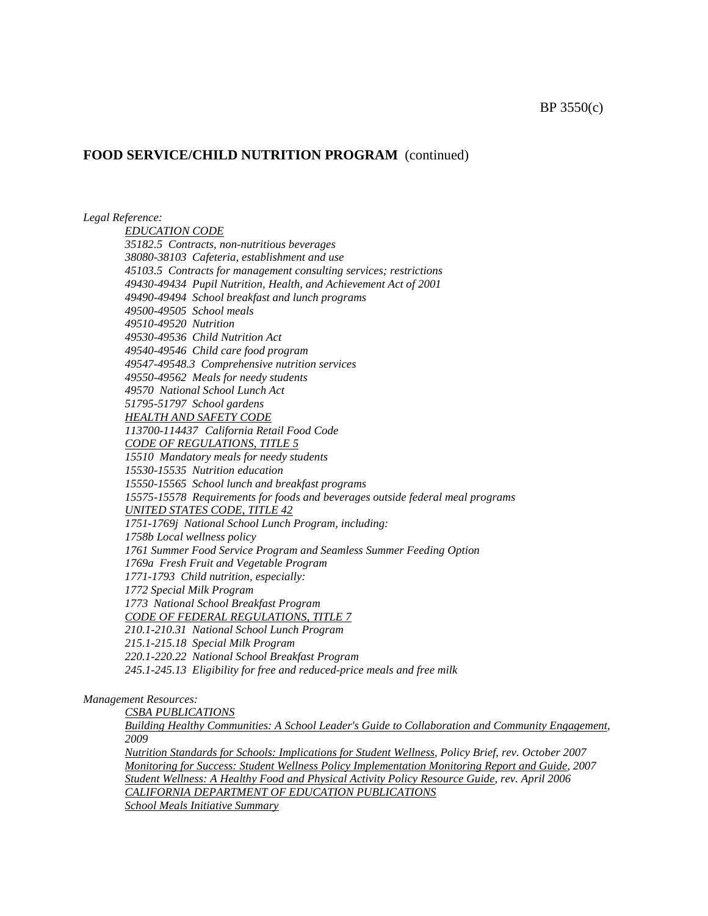**FOOD SERVICE/CHILD NUTRITION PROGRAM** (continued)

*Legal Reference:*

*EDUCATION CODE*
*35182.5 Contracts, non-nutritious beverages*
*38080-38103 Cafeteria, establishment and use*
*45103.5 Contracts for management consulting services; restrictions*
*49430-49434 Pupil Nutrition, Health, and Achievement Act of 2001*
*49490-49494 School breakfast and lunch programs*
*49500-49505 School meals*
*49510-49520 Nutrition*
*49530-49536 Child Nutrition Act*
*49540-49546 Child care food program*
*49547-49548.3 Comprehensive nutrition services*
*49550-49562 Meals for needy students*
*49570 National School Lunch Act*
*51795-51797 School gardens*
*HEALTH AND SAFETY CODE*
*113700-114437 California Retail Food Code*
*CODE OF REGULATIONS, TITLE 5*
*15510 Mandatory meals for needy students*
*15530-15535 Nutrition education*
*15550-15565 School lunch and breakfast programs*
*15575-15578 Requirements for foods and beverages outside federal meal programs*
*UNITED STATES CODE, TITLE 42*
*1751-1769j National School Lunch Program, including:*
*1758b Local wellness policy*
*1761 Summer Food Service Program and Seamless Summer Feeding Option*
*1769a Fresh Fruit and Vegetable Program*
*1771-1793 Child nutrition, especially:*
*1772 Special Milk Program*
*1773 National School Breakfast Program*
*CODE OF FEDERAL REGULATIONS, TITLE 7*
*210.1-210.31 National School Lunch Program*
*215.1-215.18 Special Milk Program*
*220.1-220.22 National School Breakfast Program*
*245.1-245.13 Eligibility for free and reduced-price meals and free milk*

*Management Resources:*

*CSBA PUBLICATIONS*
*Building Healthy Communities: A School Leader's Guide to Collaboration and Community Engagement, 2009*
*Nutrition Standards for Schools: Implications for Student Wellness, Policy Brief, rev. October 2007*
*Monitoring for Success: Student Wellness Policy Implementation Monitoring Report and Guide, 2007*
*Student Wellness: A Healthy Food and Physical Activity Policy Resource Guide, rev. April 2006*
*CALIFORNIA DEPARTMENT OF EDUCATION PUBLICATIONS*
*School Meals Initiative Summary*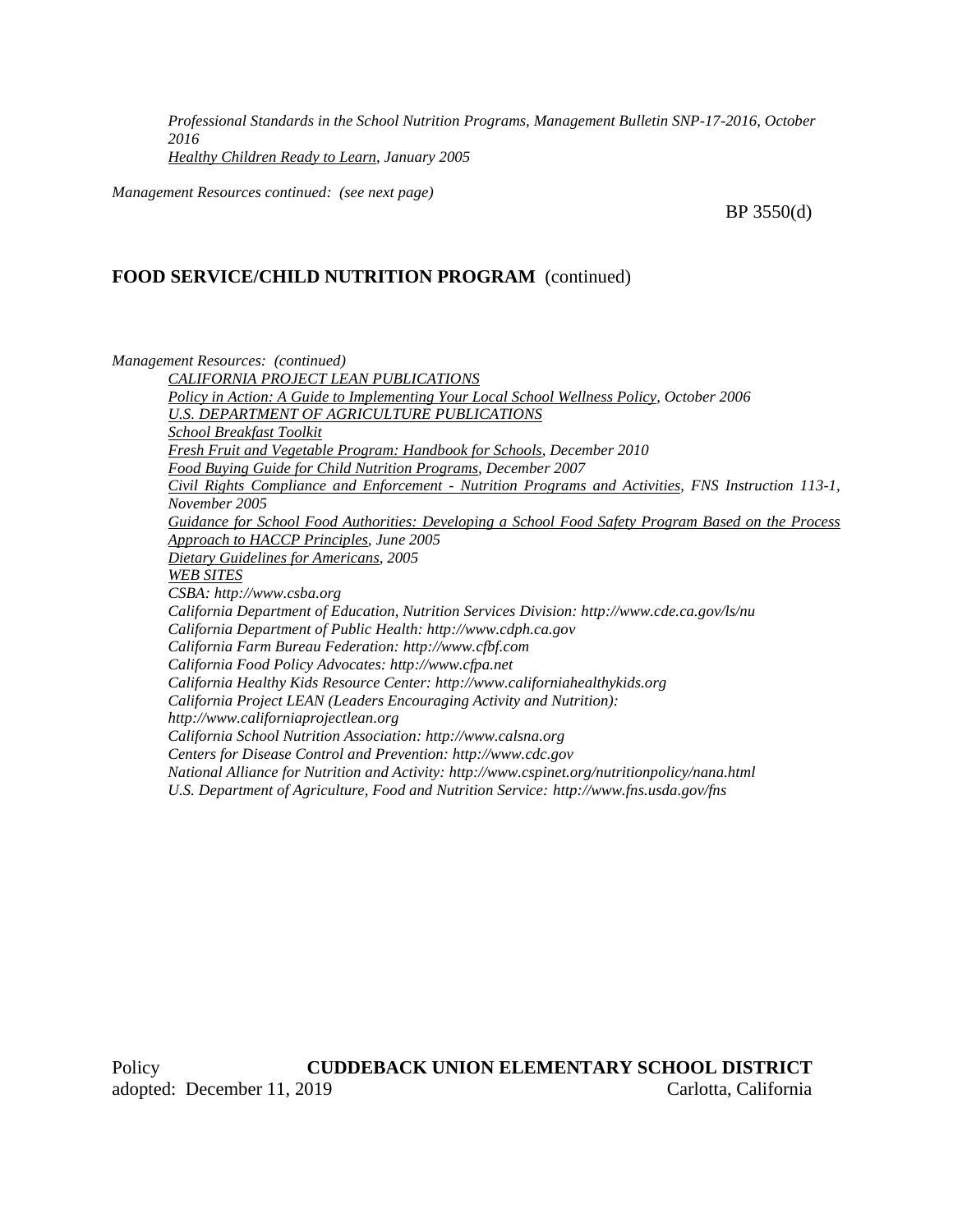*Professional Standards in the School Nutrition Programs, Management Bulletin SNP-17-2016, October 2016*
*Healthy Children Ready to Learn, January 2005*

*Management Resources continued: (see next page)*

## FOOD SERVICE/CHILD NUTRITION PROGRAM (continued)

*Management Resources: (continued)*

*CALIFORNIA PROJECT LEAN PUBLICATIONS*
*Policy in Action: A Guide to Implementing Your Local School Wellness Policy, October 2006*
*U.S. DEPARTMENT OF AGRICULTURE PUBLICATIONS*
*School Breakfast Toolkit*
*Fresh Fruit and Vegetable Program: Handbook for Schools, December 2010*
*Food Buying Guide for Child Nutrition Programs, December 2007*
*Civil Rights Compliance and Enforcement - Nutrition Programs and Activities, FNS Instruction 113-1, November 2005*
*Guidance for School Food Authorities: Developing a School Food Safety Program Based on the Process Approach to HACCP Principles, June 2005*
*Dietary Guidelines for Americans, 2005*
*WEB SITES*
*CSBA: http://www.csba.org*
*California Department of Education, Nutrition Services Division: http://www.cde.ca.gov/ls/nu*
*California Department of Public Health: http://www.cdph.ca.gov*
*California Farm Bureau Federation: http://www.cfbf.com*
*California Food Policy Advocates: http://www.cfpa.net*
*California Healthy Kids Resource Center: http://www.californiahealthykids.org*
*California Project LEAN (Leaders Encouraging Activity and Nutrition): http://www.californiaprojectlean.org*
*California School Nutrition Association: http://www.calsna.org*
*Centers for Disease Control and Prevention: http://www.cdc.gov*
*National Alliance for Nutrition and Activity: http://www.cspinet.org/nutritionpolicy/nana.html*
*U.S. Department of Agriculture, Food and Nutrition Service: http://www.fns.usda.gov/fns*

Policy adopted: December 11, 2019

**CUDDEBACK UNION ELEMENTARY SCHOOL DISTRICT**
Carlotta, California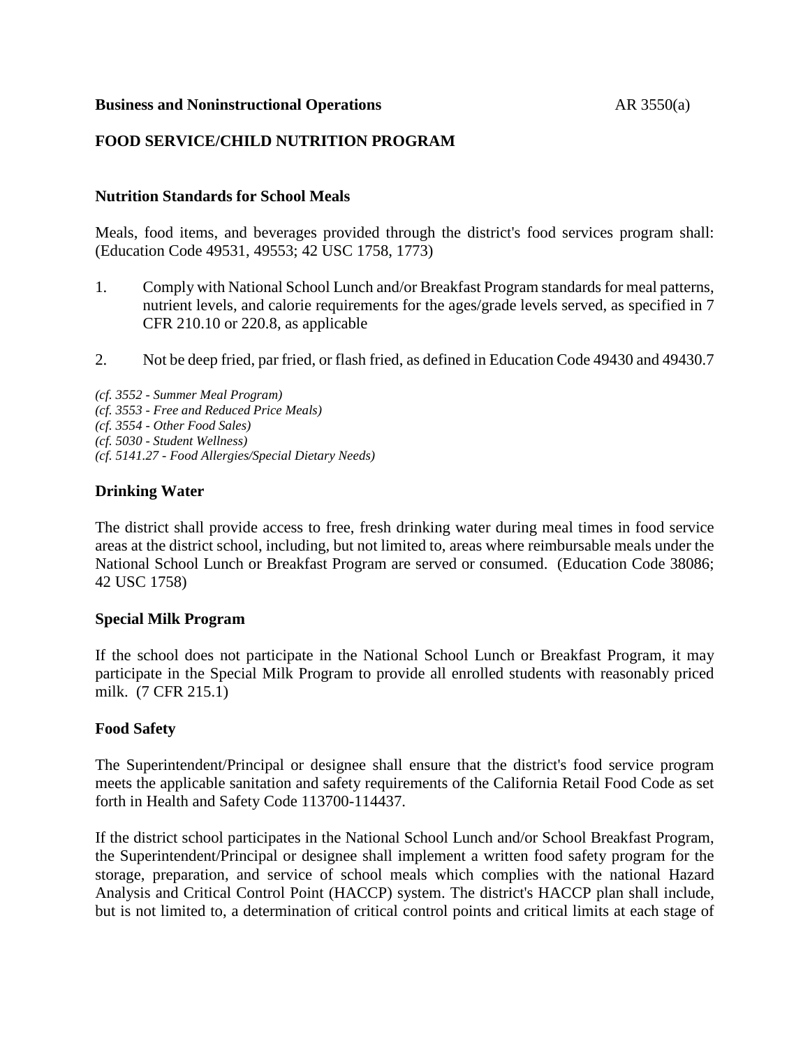**Business and Noninstructional Operations** AR 3550(a)

**FOOD SERVICE/CHILD NUTRITION PROGRAM**

### Nutrition Standards for School Meals

Meals, food items, and beverages provided through the district's food services program shall: (Education Code 49531, 49553; 42 USC 1758, 1773)

1. Comply with National School Lunch and/or Breakfast Program standards for meal patterns, nutrient levels, and calorie requirements for the ages/grade levels served, as specified in 7 CFR 210.10 or 220.8, as applicable

2. Not be deep fried, par fried, or flash fried, as defined in Education Code 49430 and 49430.7

*(cf. 3552 - Summer Meal Program)*
*(cf. 3553 - Free and Reduced Price Meals)*
*(cf. 3554 - Other Food Sales)*
*(cf. 5030 - Student Wellness)*
*(cf. 5141.27 - Food Allergies/Special Dietary Needs)*

### Drinking Water

The district shall provide access to free, fresh drinking water during meal times in food service areas at the district school, including, but not limited to, areas where reimbursable meals under the National School Lunch or Breakfast Program are served or consumed. (Education Code 38086; 42 USC 1758)

### Special Milk Program

If the school does not participate in the National School Lunch or Breakfast Program, it may participate in the Special Milk Program to provide all enrolled students with reasonably priced milk. (7 CFR 215.1)

### Food Safety

The Superintendent/Principal or designee shall ensure that the district's food service program meets the applicable sanitation and safety requirements of the California Retail Food Code as set forth in Health and Safety Code 113700-114437.

If the district school participates in the National School Lunch and/or School Breakfast Program, the Superintendent/Principal or designee shall implement a written food safety program for the storage, preparation, and service of school meals which complies with the national Hazard Analysis and Critical Control Point (HACCP) system. The district's HACCP plan shall include, but is not limited to, a determination of critical control points and critical limits at each stage of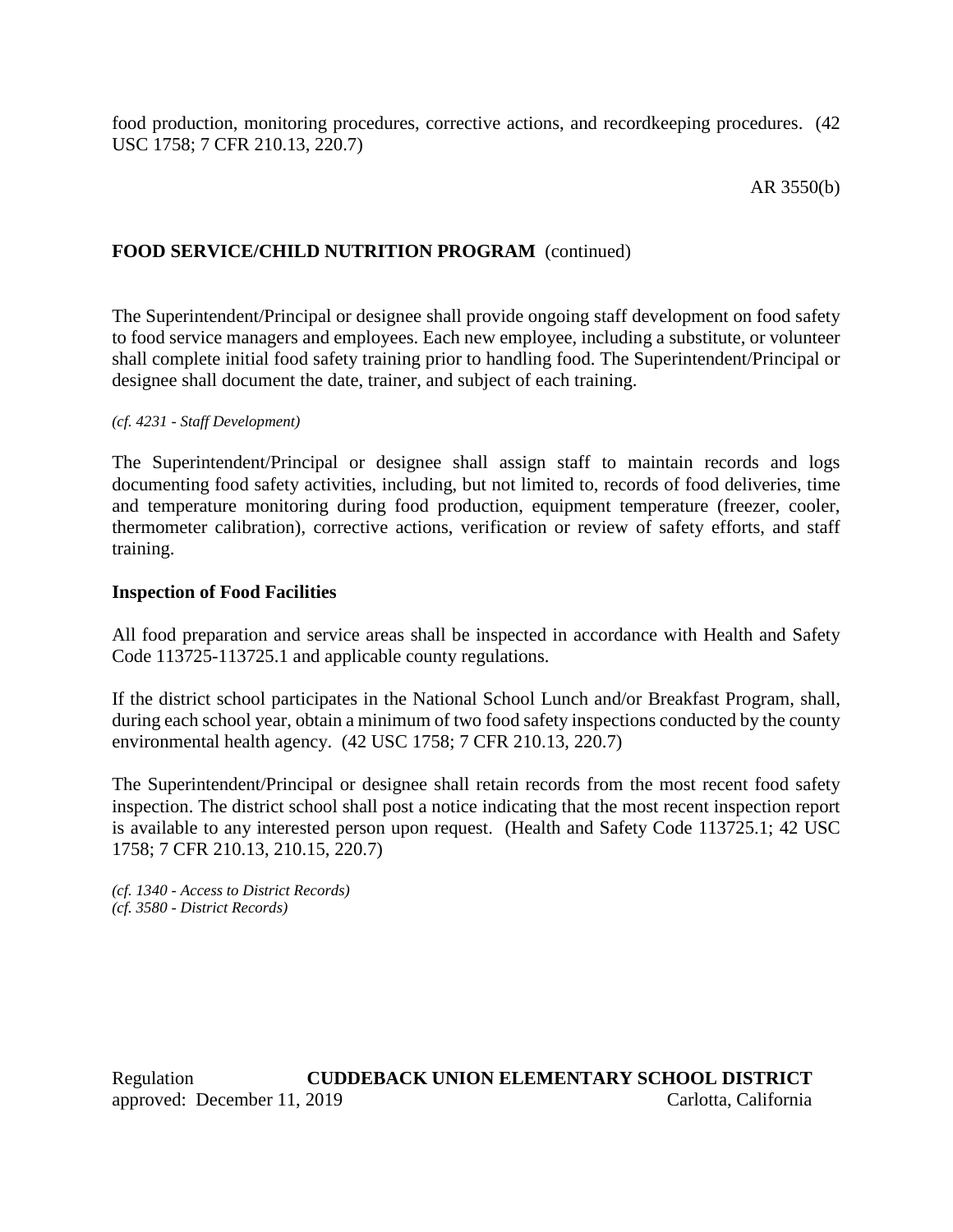food production, monitoring procedures, corrective actions, and recordkeeping procedures. (42 USC 1758; 7 CFR 210.13, 220.7)

The Superintendent/Principal or designee shall provide ongoing staff development on food safety to food service managers and employees. Each new employee, including a substitute, or volunteer shall complete initial food safety training prior to handling food. The Superintendent/Principal or designee shall document the date, trainer, and subject of each training.

*(cf. 4231 - Staff Development)*

The Superintendent/Principal or designee shall assign staff to maintain records and logs documenting food safety activities, including, but not limited to, records of food deliveries, time and temperature monitoring during food production, equipment temperature (freezer, cooler, thermometer calibration), corrective actions, verification or review of safety efforts, and staff training.

**Inspection of Food Facilities**

All food preparation and service areas shall be inspected in accordance with Health and Safety Code 113725-113725.1 and applicable county regulations.

If the district school participates in the National School Lunch and/or Breakfast Program, shall, during each school year, obtain a minimum of two food safety inspections conducted by the county environmental health agency. (42 USC 1758; 7 CFR 210.13, 220.7)

The Superintendent/Principal or designee shall retain records from the most recent food safety inspection. The district school shall post a notice indicating that the most recent inspection report is available to any interested person upon request. (Health and Safety Code 113725.1; 42 USC 1758; 7 CFR 210.13, 210.15, 220.7)

*(cf. 1340 - Access to District Records)*
*(cf. 3580 - District Records)*

Regulation **CUDDEBACK UNION ELEMENTARY SCHOOL DISTRICT**
approved: December 11, 2019 Carlotta, California